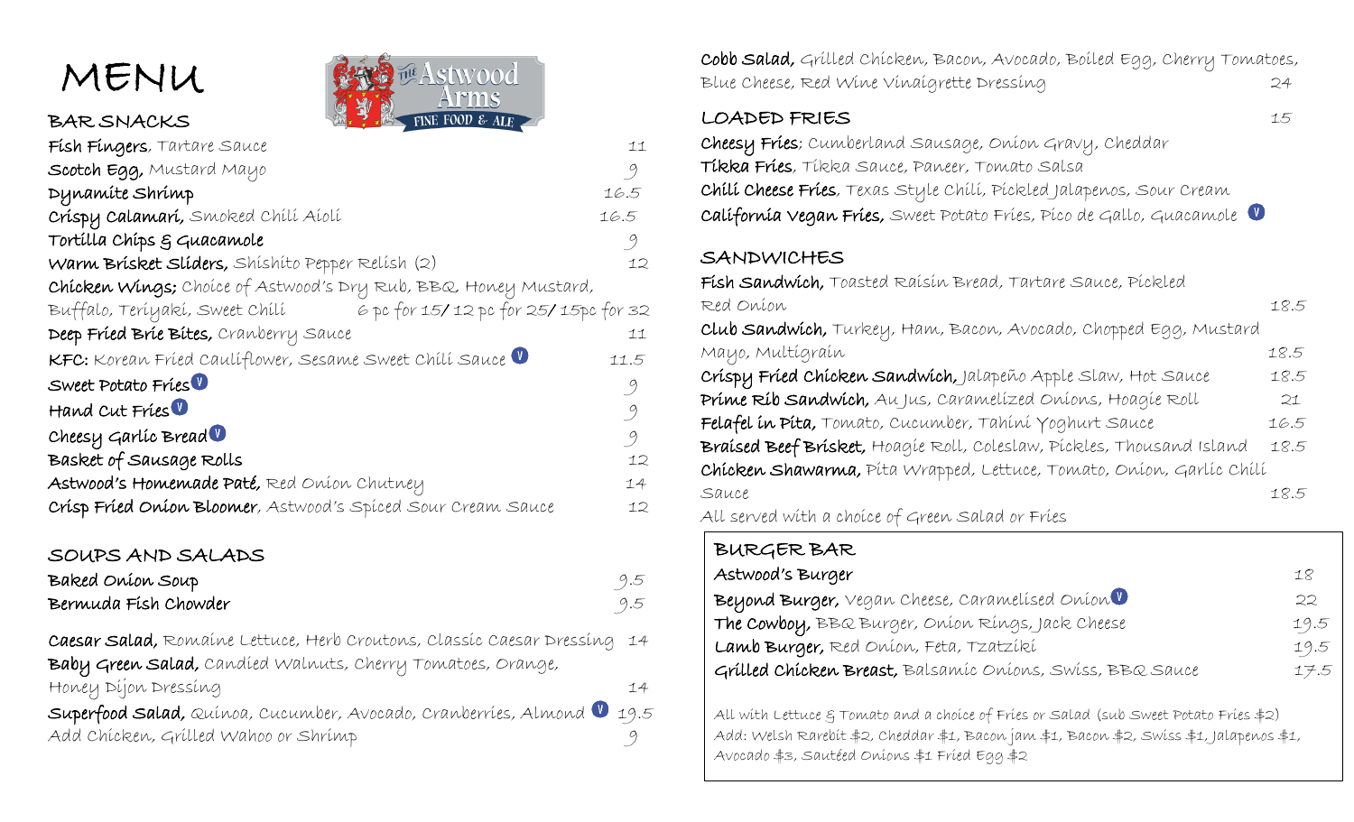# MENU

The Astwood Arms
FINE FOOD & ALE

## BAR SNACKS

**Fish Fingers**, Tartare Sauce 11

**Scotch Egg,** Mustard Mayo 9

**Dynamite Shrimp** 16.5

**Crispy Calamari,** Smoked Chili Aioli 16.5

**Tortilla Chips & Guacamole** 9

**Warm Brisket Sliders,** Shishito Pepper Relish (2) 12

**Chicken Wings;** Choice of Astwood's Dry Rub, BBQ, Honey Mustard, Buffalo, Teriyaki, Sweet Chili 6 pc for 15/ 12 pc for 25/ 15pc for 32

**Deep Fried Brie Bites,** Cranberry Sauce 11

**KFC:** Korean Fried Cauliflower, Sesame Sweet Chili Sauce (V) 11.5

**Sweet Potato Fries** (V) 9

**Hand Cut Fries** (V) 9

**Cheesy Garlic Bread** (V) 9

**Basket of Sausage Rolls** 12

**Astwood's Homemade Paté,** Red Onion Chutney 14

**Crisp Fried Onion Bloomer**, Astwood's Spiced Sour Cream Sauce 12

## SOUPS AND SALADS

**Baked Onion Soup** 9.5

**Bermuda Fish Chowder** 9.5

**Caesar Salad,** Romaine Lettuce, Herb Croutons, Classic Caesar Dressing 14

**Baby Green Salad,** Candied Walnuts, Cherry Tomatoes, Orange, Honey Dijon Dressing 14

**Superfood Salad,** Quinoa, Cucumber, Avocado, Cranberries, Almond (V) 19.5

Add Chicken, Grilled Wahoo or Shrimp 9

**Cobb Salad,** Grilled Chicken, Bacon, Avocado, Boiled Egg, Cherry Tomatoes, Blue Cheese, Red Wine Vinaigrette Dressing 24

## LOADED FRIES 15

**Cheesy Fries**; Cumberland Sausage, Onion Gravy, Cheddar

**Tikka Fries**, Tikka Sauce, Paneer, Tomato Salsa

**Chili Cheese Fries**, Texas Style Chili, Pickled Jalapenos, Sour Cream

**California Vegan Fries,** Sweet Potato Fries, Pico de Gallo, Guacamole (V)

## SANDWICHES

**Fish Sandwich,** Toasted Raisin Bread, Tartare Sauce, Pickled Red Onion 18.5

**Club Sandwich,** Turkey, Ham, Bacon, Avocado, Chopped Egg, Mustard Mayo, Multigrain 18.5

**Crispy Fried Chicken Sandwich,** Jalapeño Apple Slaw, Hot Sauce 18.5

**Prime Rib Sandwich,** Au Jus, Caramelized Onions, Hoagie Roll 21

**Felafel in Pita,** Tomato, Cucumber, Tahini Yoghurt Sauce 16.5

**Braised Beef Brisket,** Hoagie Roll, Coleslaw, Pickles, Thousand Island 18.5

**Chicken Shawarma,** Pita Wrapped, Lettuce, Tomato, Onion, Garlic Chili Sauce 18.5

All served with a choice of Green Salad or Fries

## BURGER BAR

**Astwood's Burger** 18

**Beyond Burger,** Vegan Cheese, Caramelised Onion (V) 22

**The Cowboy,** BBQ Burger, Onion Rings, Jack Cheese 19.5

**Lamb Burger,** Red Onion, Feta, Tzatziki 19.5

**Grilled Chicken Breast,** Balsamic Onions, Swiss, BBQ Sauce 17.5

All with Lettuce & Tomato and a choice of Fries or Salad (sub Sweet Potato Fries $2)
Add: Welsh Rarebit $2, Cheddar $1, Bacon jam $1, Bacon $2, Swiss $1, Jalapenos $1, Avocado $3, Sautéed Onions $1 Fried Egg $2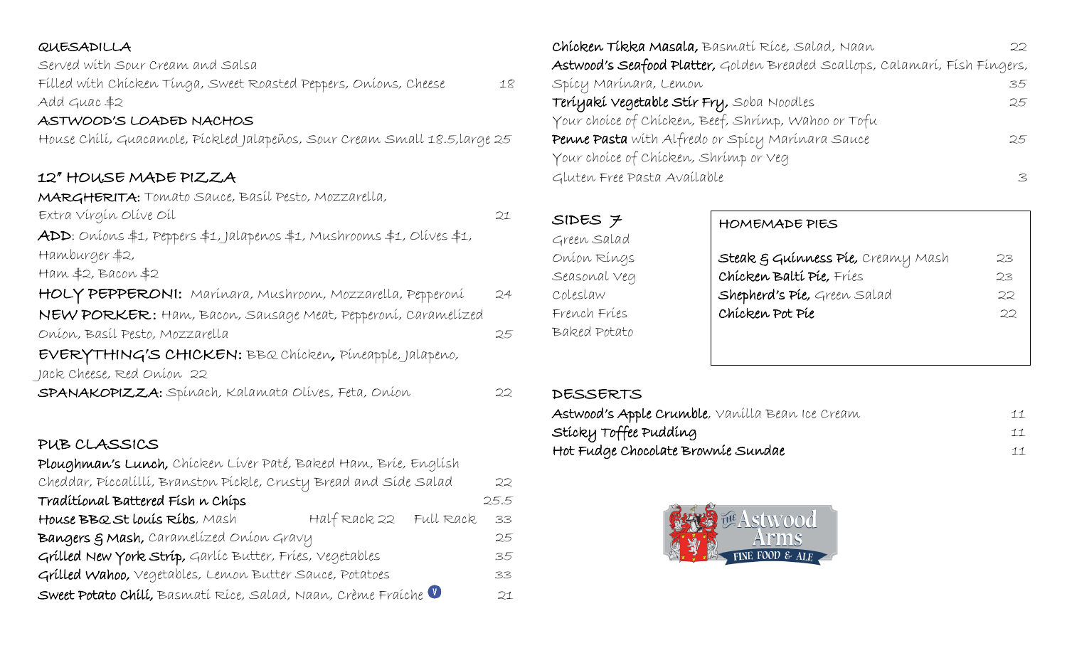## QUESADILLA

Served with Sour Cream and Salsa
Filled with Chicken Tinga, Sweet Roasted Peppers, Onions, Cheese 18
Add Guac $2

## ASTWOOD'S LOADED NACHOS

House Chili, Guacamole, Pickled Jalapeños, Sour Cream Small 18.5,large 25

## 12" HOUSE MADE PIZZA

**MARGHERITA:** Tomato Sauce, Basil Pesto, Mozzarella, Extra Virgin Olive Oil 21

**ADD**: Onions $1, Peppers $1, Jalapenos $1, Mushrooms $1, Olives $1, Hamburger $2, Ham $2, Bacon $2

**HOLY PEPPERONI:** Marinara, Mushroom, Mozzarella, Pepperoni 24

**NEW PORKER:** Ham, Bacon, Sausage Meat, Pepperoni, Caramelized Onion, Basil Pesto, Mozzarella 25

**EVERYTHING'S CHICKEN:** BBQ Chicken, Pineapple, Jalapeno, Jack Cheese, Red Onion 22

**SPANAKOPIZZA:** Spinach, Kalamata Olives, Feta, Onion 22

## PUB CLASSICS

**Ploughman's Lunch,** Chicken Liver Paté, Baked Ham, Brie, English Cheddar, Piccalilli, Branston Pickle, Crusty Bread and Side Salad 22

**Traditional Battered Fish n Chips** 25.5

**House BBQ St louis Ribs**, Mash Half Rack 22 Full Rack 33

**Bangers & Mash,** Caramelized Onion Gravy 25

**Grilled New York Strip,** Garlic Butter, Fries, Vegetables 35

**Grilled Wahoo,** Vegetables, Lemon Butter Sauce, Potatoes 33

**Sweet Potato Chili,** Basmati Rice, Salad, Naan, Crème Fraiche (V) 21

**Chicken Tikka Masala,** Basmati Rice, Salad, Naan 22

**Astwood's Seafood Platter,** Golden Breaded Scallops, Calamari, Fish Fingers, Spicy Marinara, Lemon 35

**Teriyaki Vegetable Stir Fry,** Soba Noodles 25
Your choice of Chicken, Beef, Shrimp, Wahoo or Tofu

**Penne Pasta** with Alfredo or Spicy Marinara Sauce 25
Your choice of Chicken, Shrimp or Veg
Gluten Free Pasta Available 3

## SIDES 7

Green Salad
Onion Rings
Seasonal Veg
Coleslaw
French Fries
Baked Potato

## HOMEMADE PIES

**Steak & Guinness Pie,** Creamy Mash 23

**Chicken Balti Pie,** Fries 23

**Shepherd's Pie,** Green Salad 22

**Chicken Pot Pie** 22

## DESSERTS

**Astwood's Apple Crumble**, Vanilla Bean Ice Cream 11

**Sticky Toffee Pudding** 11

**Hot Fudge Chocolate Brownie Sundae** 11

THE Astwood Arms
FINE FOOD & ALE